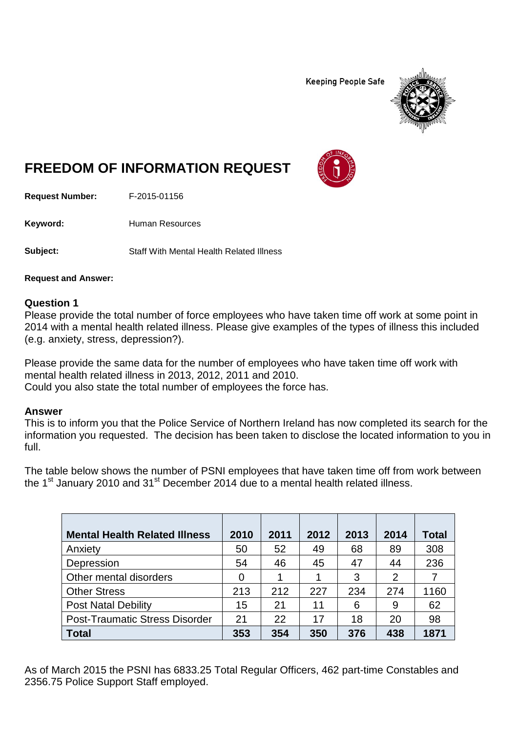Keeping People Safe

# FREEDOM OF INFORMATION REQUEST

**Request Number:** F-2015-01156

**Keyword:** Human Resources

**Subject:** Staff With Mental Health Related Illness

**Request and Answer:**

### Question 1

Please provide the total number of force employees who have taken time off work at some point in 2014 with a mental health related illness. Please give examples of the types of illness this included (e.g. anxiety, stress, depression?).

Please provide the same data for the number of employees who have taken time off work with mental health related illness in 2013, 2012, 2011 and 2010.
Could you also state the total number of employees the force has.

### Answer

This is to inform you that the Police Service of Northern Ireland has now completed its search for the information you requested. The decision has been taken to disclose the located information to you in full.

The table below shows the number of PSNI employees that have taken time off from work between the 1st January 2010 and 31st December 2014 due to a mental health related illness.

| Mental Health Related Illness | 2010 | 2011 | 2012 | 2013 | 2014 | Total |
|---|---|---|---|---|---|---|
| Anxiety | 50 | 52 | 49 | 68 | 89 | 308 |
| Depression | 54 | 46 | 45 | 47 | 44 | 236 |
| Other mental disorders | 0 | 1 | 1 | 3 | 2 | 7 |
| Other Stress | 213 | 212 | 227 | 234 | 274 | 1160 |
| Post Natal Debility | 15 | 21 | 11 | 6 | 9 | 62 |
| Post-Traumatic Stress Disorder | 21 | 22 | 17 | 18 | 20 | 98 |
| **Total** | **353** | **354** | **350** | **376** | **438** | **1871** |

As of March 2015 the PSNI has 6833.25 Total Regular Officers, 462 part-time Constables and 2356.75 Police Support Staff employed.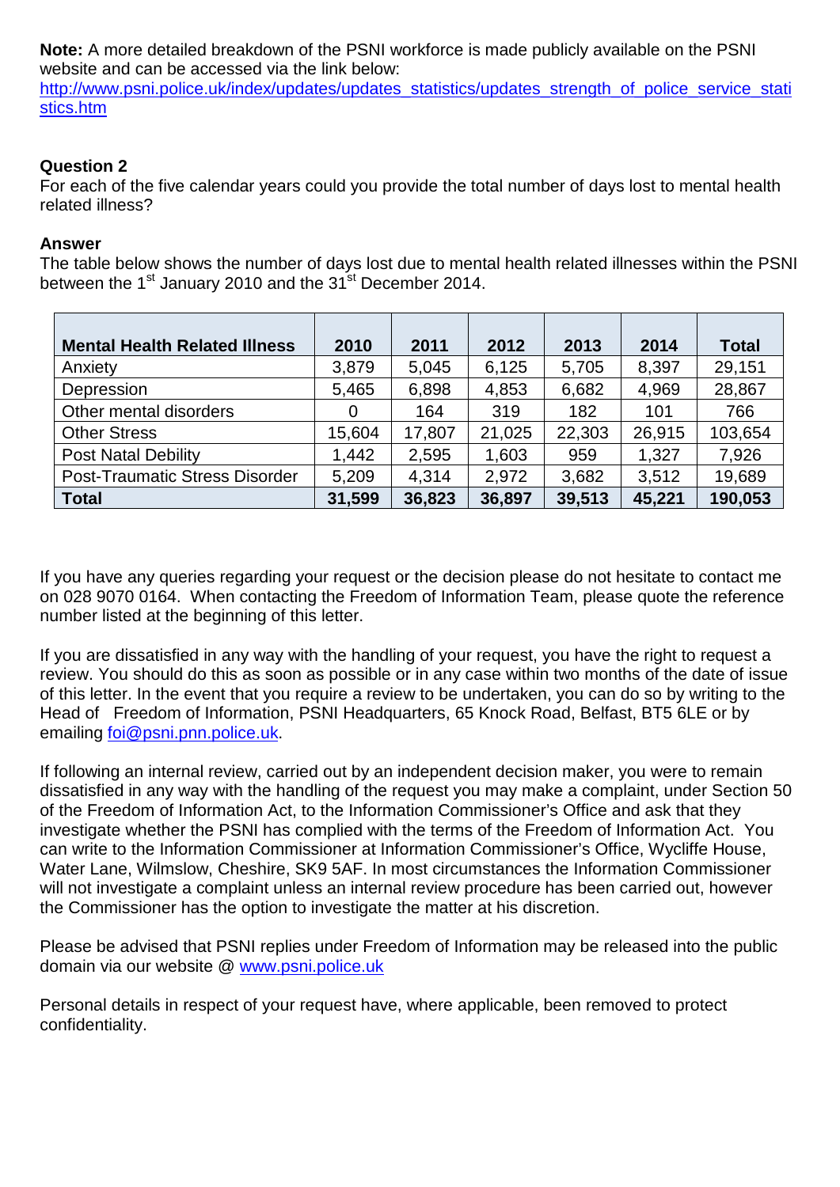**Note:** A more detailed breakdown of the PSNI workforce is made publicly available on the PSNI website and can be accessed via the link below:
[http://www.psni.police.uk/index/updates/updates_statistics/updates_strength_of_police_service_statistics.htm](http://www.psni.police.uk/index/updates/updates_statistics/updates_strength_of_police_service_statistics.htm)

**Question 2**
For each of the five calendar years could you provide the total number of days lost to mental health related illness?

**Answer**
The table below shows the number of days lost due to mental health related illnesses within the PSNI between the 1st January 2010 and the 31st December 2014.

| Mental Health Related Illness | 2010 | 2011 | 2012 | 2013 | 2014 | Total |
|---|---|---|---|---|---|---|
| Anxiety | 3,879 | 5,045 | 6,125 | 5,705 | 8,397 | 29,151 |
| Depression | 5,465 | 6,898 | 4,853 | 6,682 | 4,969 | 28,867 |
| Other mental disorders | 0 | 164 | 319 | 182 | 101 | 766 |
| Other Stress | 15,604 | 17,807 | 21,025 | 22,303 | 26,915 | 103,654 |
| Post Natal Debility | 1,442 | 2,595 | 1,603 | 959 | 1,327 | 7,926 |
| Post-Traumatic Stress Disorder | 5,209 | 4,314 | 2,972 | 3,682 | 3,512 | 19,689 |
| **Total** | **31,599** | **36,823** | **36,897** | **39,513** | **45,221** | **190,053** |

If you have any queries regarding your request or the decision please do not hesitate to contact me on 028 9070 0164. When contacting the Freedom of Information Team, please quote the reference number listed at the beginning of this letter.

If you are dissatisfied in any way with the handling of your request, you have the right to request a review. You should do this as soon as possible or in any case within two months of the date of issue of this letter. In the event that you require a review to be undertaken, you can do so by writing to the Head of Freedom of Information, PSNI Headquarters, 65 Knock Road, Belfast, BT5 6LE or by emailing [foi@psni.pnn.police.uk](mailto:foi@psni.pnn.police.uk).

If following an internal review, carried out by an independent decision maker, you were to remain dissatisfied in any way with the handling of the request you may make a complaint, under Section 50 of the Freedom of Information Act, to the Information Commissioner's Office and ask that they investigate whether the PSNI has complied with the terms of the Freedom of Information Act. You can write to the Information Commissioner at Information Commissioner's Office, Wycliffe House, Water Lane, Wilmslow, Cheshire, SK9 5AF. In most circumstances the Information Commissioner will not investigate a complaint unless an internal review procedure has been carried out, however the Commissioner has the option to investigate the matter at his discretion.

Please be advised that PSNI replies under Freedom of Information may be released into the public domain via our website @ [www.psni.police.uk](http://www.psni.police.uk)

Personal details in respect of your request have, where applicable, been removed to protect confidentiality.